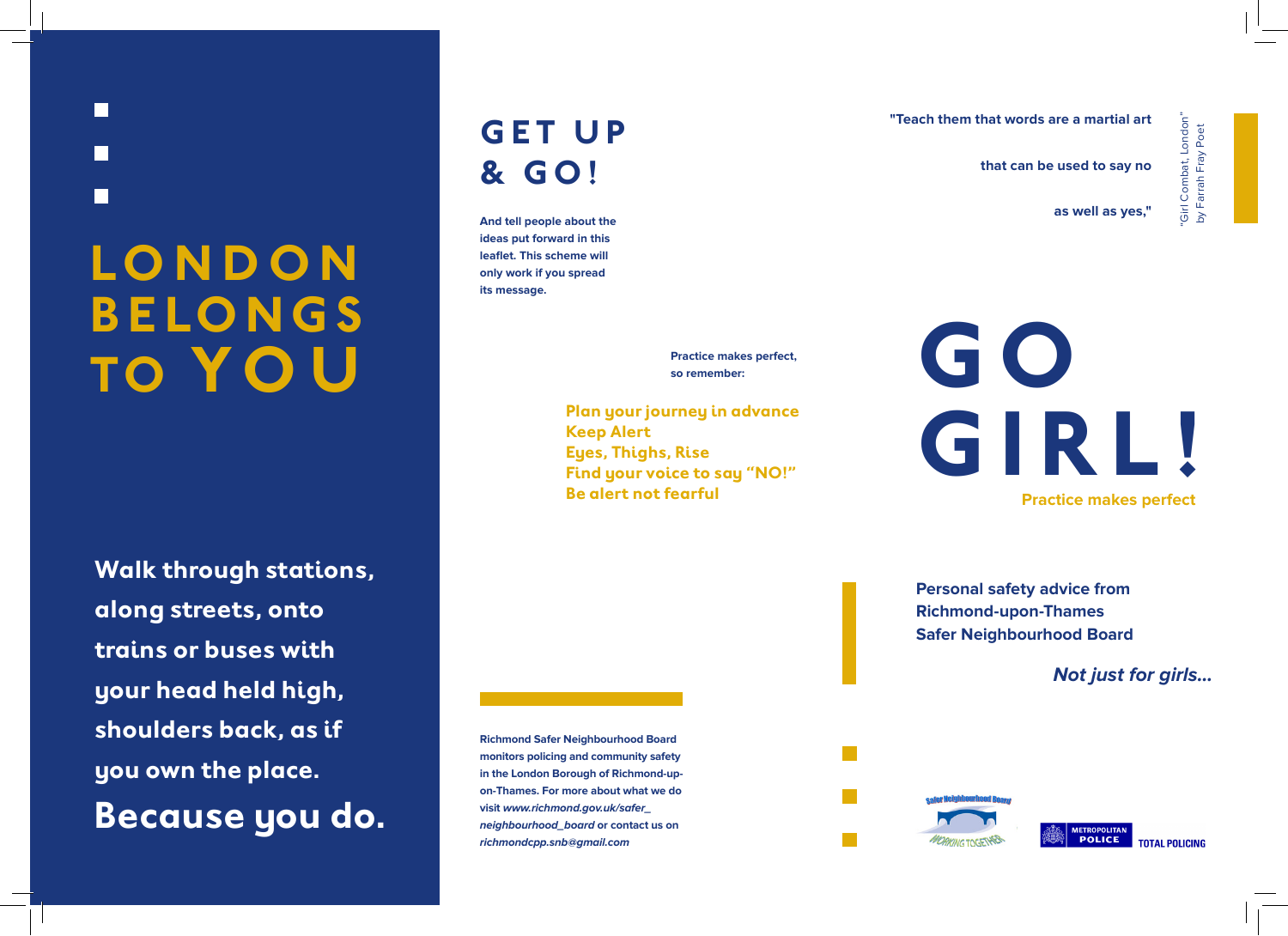# LONDON BELONGS TO YOU

**Walk through stations, along streets, onto trains or buses with your head held high, shoulders back, as if you own the place.**

**Because you do.**

## GET UP & GO!

**And tell people about the ideas put forward in this leaflet. This scheme will only work if you spread its message.**

**Practice makes perfect, so remember:**

- **Plan your journey in advance**
- **Keep Alert**
- **Eyes, Thighs, Rise**
- **Find your voice to say "NO!"**
- **Be alert not fearful**

**Richmond Safer Neighbourhood Board monitors policing and community safety in the London Borough of Richmond-upon-Thames. For more about what we do visit *www.richmond.gov.uk/safer_neighbourhood_board* or contact us on *richmondcpp.snb@gmail.com***

**"Teach them that words are a martial art**

**that can be used to say no**

**as well as yes,"**

"Girl Combat, London"
by Farrah Fray Poet

# GO GIRL!

**Practice makes perfect**

**Personal safety advice from Richmond-upon-Thames Safer Neighbourhood Board**

***Not just for girls...***

Safer Neighbourhood Board WORKING TOGETHER

METROPOLITAN POLICE TOTAL POLICING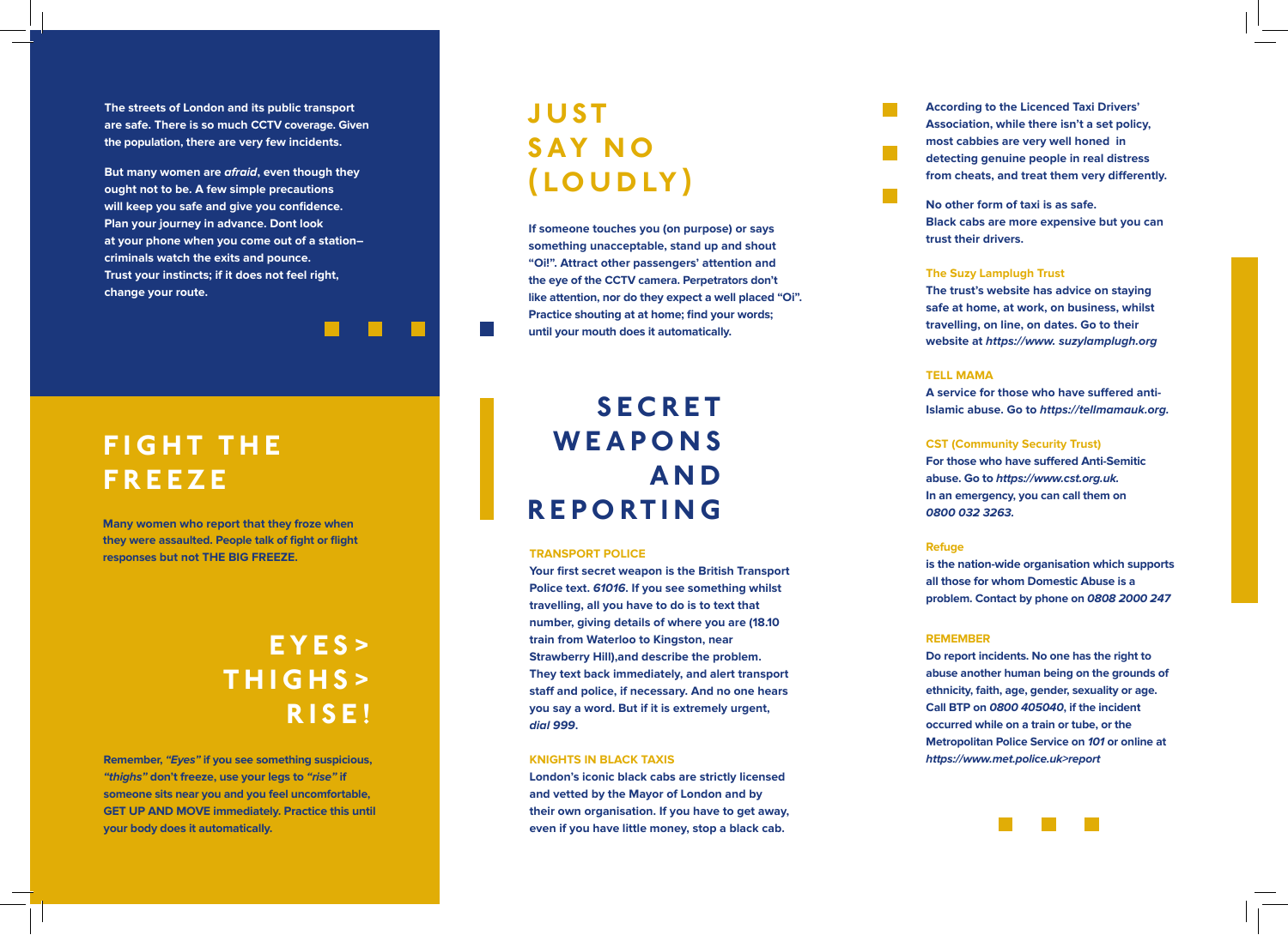**The streets of London and its public transport are safe. There is so much CCTV coverage. Given the population, there are very few incidents.**

**But many women are *afraid*, even though they ought not to be. A few simple precautions will keep you safe and give you confidence. Plan your journey in advance. Dont look at your phone when you come out of a station– criminals watch the exits and pounce. Trust your instincts; if it does not feel right, change your route.**

## FIGHT THE FREEZE

**Many women who report that they froze when they were assaulted. People talk of fight or flight responses but not THE BIG FREEZE.**

## EYES> THIGHS> RISE!

**Remember, *"Eyes"* if you see something suspicious, *"thighs"* don't freeze, use your legs to *"rise"* if someone sits near you and you feel uncomfortable, GET UP AND MOVE immediately. Practice this until your body does it automatically.**

## JUST SAY NO (LOUDLY)

**If someone touches you (on purpose) or says something unacceptable, stand up and shout "Oi!". Attract other passengers' attention and the eye of the CCTV camera. Perpetrators don't like attention, nor do they expect a well placed "Oi". Practice shouting at at home; find your words; until your mouth does it automatically.**

## SECRET WEAPONS AND REPORTING

### TRANSPORT POLICE

**Your first secret weapon is the British Transport Police text. *61016*. If you see something whilst travelling, all you have to do is to text that number, giving details of where you are (18.10 train from Waterloo to Kingston, near Strawberry Hill),and describe the problem. They text back immediately, and alert transport staff and police, if necessary. And no one hears you say a word. But if it is extremely urgent, *dial 999*.**

### KNIGHTS IN BLACK TAXIS

**London's iconic black cabs are strictly licensed and vetted by the Mayor of London and by their own organisation. If you have to get away, even if you have little money, stop a black cab.**

**According to the Licenced Taxi Drivers' Association, while there isn't a set policy, most cabbies are very well honed in detecting genuine people in real distress from cheats, and treat them very differently.**

**No other form of taxi is as safe. Black cabs are more expensive but you can trust their drivers.**

### The Suzy Lamplugh Trust

**The trust's website has advice on staying safe at home, at work, on business, whilst travelling, on line, on dates. Go to their website at *https://www. suzylamplugh.org***

### TELL MAMA

**A service for those who have suffered anti-Islamic abuse. Go to *https://tellmamauk.org.***

### CST (Community Security Trust)

**For those who have suffered Anti-Semitic abuse. Go to *https://www.cst.org.uk.* In an emergency, you can call them on *0800 032 3263.***

### Refuge

**is the nation-wide organisation which supports all those for whom Domestic Abuse is a problem. Contact by phone on *0808 2000 247***

### REMEMBER

**Do report incidents. No one has the right to abuse another human being on the grounds of ethnicity, faith, age, gender, sexuality or age. Call BTP on *0800 405040*, if the incident occurred while on a train or tube, or the Metropolitan Police Service on *101* or online at *https://www.met.police.uk>report***